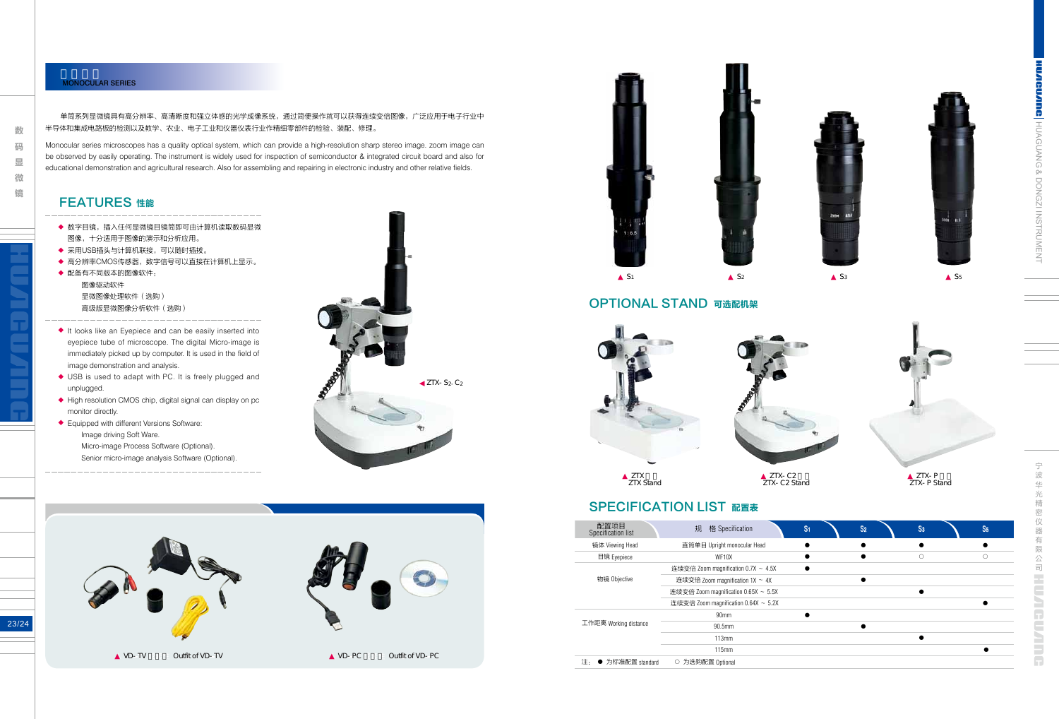# MONOCULAR SERIES

单筒系列显微镜具有高分辨率、高清晰度和强立体感的光学成像系统，通过简便操作就可以获得连续变倍图像，广泛应用于电子行业中半导体和集成电路板的检测以及教学、农业、电子工业和仪器仪表行业作精细零部件的检验、装配、修理。

Monocular series microscopes has a quality optical system, which can provide a high-resolution sharp stereo image. zoom image can be observed by easily operating. The instrument is widely used for inspection of semiconductor & integrated circuit board and also for educational demonstration and agricultural research. Also for assembling and repairing in electronic industry and other relative fields.

## FEATURES 性能

- 数字目镜，插入任何显微镜目镜筒即可由计算机读取数码显微图像，十分适用于图像的演示和分析应用。
- 采用USB插头与计算机联接，可以随时插拔。
- 高分辨率CMOS传感器，数字信号可以直接在计算机上显示。
- 配备有不同版本的图像软件：
  - 图像驱动软件
  - 显微图像处理软件（选购）
  - 高级版显微图像分析软件（选购）

- It looks like an Eyepiece and can be easily inserted into eyepiece tube of microscope. The digital Micro-image is immediately picked up by computer. It is used in the field of image demonstration and analysis.
- USB is used to adapt with PC. It is freely plugged and unplugged.
- High resolution CMOS chip, digital signal can display on pc monitor directly.
- Equipped with different Versions Software:
  - Image driving Soft Ware.
  - Micro-image Process Software (Optional).
  - Senior micro-image analysis Software (Optional).

◀ZTX- $S_2$- $C_2$

▲ VD- TV　Outfit of VD- TV

▲ VD- PC　Outfit of VD- PC

▲ $S_1$　▲ $S_2$　▲ $S_3$　▲ $S_5$

## OPTIONAL STAND 可选配机架

▲ ZTX Stand

▲ ZTX- C2 Stand

▲ ZTX- P Stand

## SPECIFICATION LIST 配置表

| 配置项目 Specification list | 规　格 Specification | $S_1$ | $S_2$ | $S_3$ | $S_5$ |
|---|---|---|---|---|---|
| 镜体 Viewing Head | 直筒单目 Upright monocular Head | ● | ● | ● | ● |
| 目镜 Eyepiece | WF10X | ● | ● | ○ | ○ |
| 物镜 Objective | 连续变倍 Zoom magnification 0.7X ~ 4.5X | ● | | | |
| | 连续变倍 Zoom magnification 1X ~ 4X | | ● | | |
| | 连续变倍 Zoom magnification 0.65X ~ 5.5X | | | ● | |
| | 连续变倍 Zoom magnification 0.64X ~ 5.2X | | | | ● |
| 工作距离 Working distance | 90mm | ● | | | |
| | 90.5mm | | ● | | |
| | 113mm | | | ● | |
| | 115mm | | | | ● |

注：● 为标准配置 standard　○ 为选购配置 Optional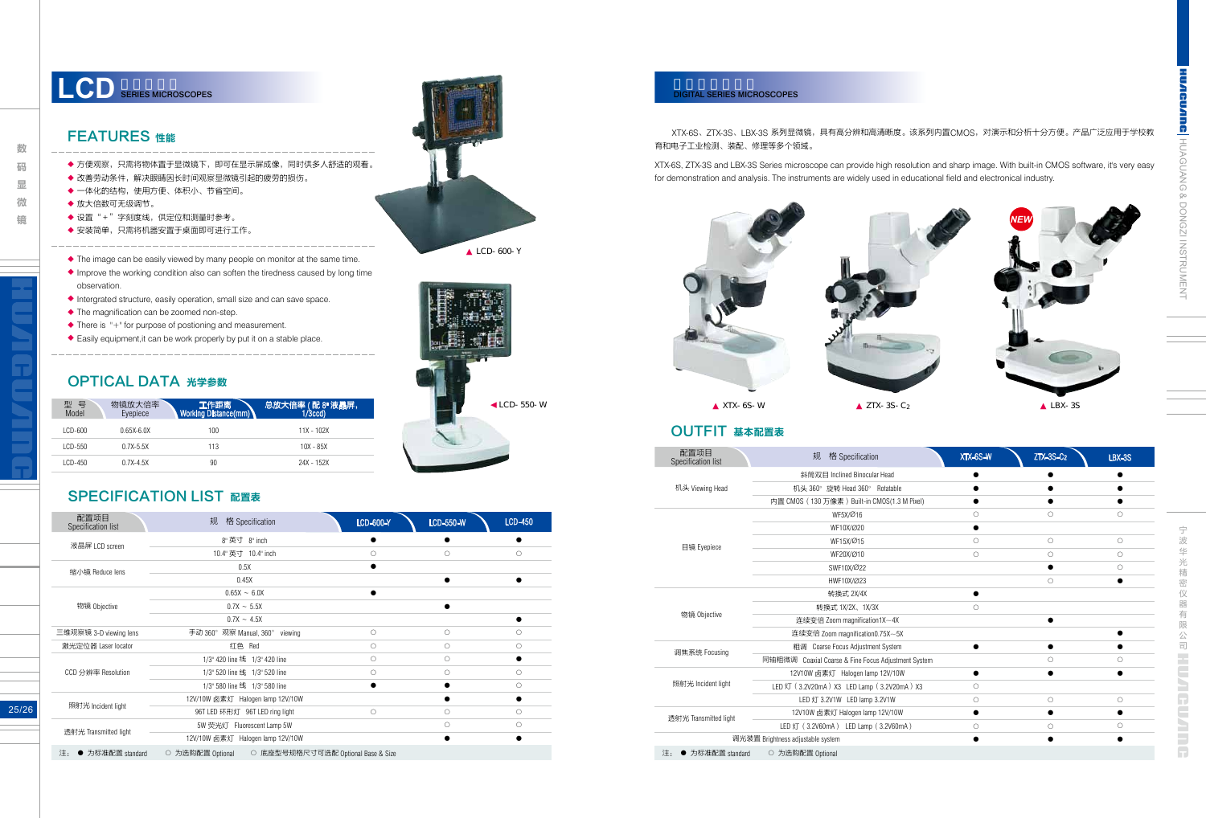# LCD SERIES MICROSCOPES

## FEATURES 性能

- 方便观察，只需将物体置于显微镜下，即可在显示屏成像，同时供多人舒适的观看。
- 改善劳动条件，解决眼睛因长时间观察显微镜引起的疲劳的损伤。
- 一体化的结构，使用方便、体积小、节省空间。
- 放大倍数可无级调节。
- 设置"+"字刻度线，供定位和测量时参考。
- 安装简单，只需将机器安置于桌面即可进行工作。

- The image can be easily viewed by many people on monitor at the same time.
- Improve the working condition also can soften the tiredness caused by long time observation.
- Intergrated structure, easily operation, small size and can save space.
- The magnification can be zoomed non-step.
- There is "+" for purpose of positioning and measurement.
- Easily equipment,it can be work properly by put it on a stable place.

▲ LCD-600-Y

◀ LCD-550-W

## OPTICAL DATA 光学参数

| 型 号 Model | 物镜放大倍率 Eyepiece | 工作距离 Working Distance(mm) | 总放大倍率（配8"液晶屏，1/3ccd） |
|---|---|---|---|
| LCD-600 | 0.65X-6.0X | 100 | 11X - 102X |
| LCD-550 | 0.7X-5.5X | 113 | 10X - 85X |
| LCD-450 | 0.7X-4.5X | 90 | 24X - 152X |

## SPECIFICATION LIST 配置表

| 配置项目 Specification list | 规 格 Specification | LCD-600-Y | LCD-550-W | LCD-450 |
|---|---|---|---|---|
| 液晶屏 LCD screen | 8"英寸 8" inch | ● | ● | ● |
| | 10.4"英寸 10.4" inch | ○ | ○ | ○ |
| 缩小镜 Reduce lens | 0.5X | ● | | |
| | 0.45X | | ● | ● |
| 物镜 Objective | 0.65X ~ 6.0X | ● | | |
| | 0.7X ~ 5.5X | | ● | |
| | 0.7X ~ 4.5X | | | ● |
| 三维观察镜 3-D viewing lens | 手动 360° 观察 Manual, 360° viewing | ○ | ○ | ○ |
| 激光定位器 Laser locator | 红色 Red | ○ | ○ | ○ |
| CCD 分辨率 Resolution | 1/3" 420 line 线 1/3" 420 line | ○ | ○ | ● |
| | 1/3" 520 line 线 1/3" 520 line | ○ | ○ | ○ |
| | 1/3" 580 line 线 1/3" 580 line | ● | ● | ○ |
| 照射光 Incident light | 12V/10W 卤素灯 Halogen lamp 12V/10W | | ● | ● |
| | 96T LED 环形灯 96T LED ring light | ○ | ○ | ○ |
| 透射光 Transmitted light | 5W 荧光灯 Fluorescent Lamp 5W | | ○ | ○ |
| | 12V/10W 卤素灯 Halogen lamp 12V/10W | | ● | ● |

注：● 为标准配置 standard ○ 为选购配置 Optional ○ 底座型号规格尺寸可选配 Optional Base & Size

# DIGITAL SERIES MICROSCOPES

XTX-6S、ZTX-3S、LBX-3S 系列显微镜，具有高分辨和高清晰度。该系列内置CMOS，对演示和分析十分方便。产品广泛应用于学校教育和电子工业检测、装配、修理等多个领域。

XTX-6S, ZTX-3S and LBX-3S Series microscope can provide high resolution and sharp image. With built-in CMOS software, it's very easy for demonstration and analysis. The instruments are widely used in educational field and electronical industry.

NEW

▲ XTX-6S-W ▲ ZTX-3S-$C_2$ ▲ LBX-3S

## OUTFIT 基本配置表

| 配置项目 Specification list | 规 格 Specification | XTX-6S-W | ZTX-3S-$C_2$ | LBX-3S |
|---|---|---|---|---|
| 机头 Viewing Head | 斜筒双目 Inclined Binocular Head | ● | ● | ● |
| | 机头 360° 旋转 Head 360° Rotatable | ● | ● | ● |
| | 内置 CMOS（130 万像素）Built-in CMOS(1.3 M Pixel) | ● | ● | ● |
| 目镜 Eyepiece | WF5X/Ø16 | ○ | ○ | ○ |
| | WF10X/Ø20 | ● | | |
| | WF15X/Ø15 | ○ | ○ | ○ |
| | WF20X/Ø10 | ○ | ○ | ○ |
| | SWF10X/Ø22 | | ● | ○ |
| | HWF10X/Ø23 | | ○ | ● |
| 物镜 Objective | 转换式 2X/4X | ● | | |
| | 转换式 1X/2X、1X/3X | ○ | | |
| | 连续变倍 Zoom magnification1X～4X | | ● | |
| | 连续变倍 Zoom magnification0.75X～5X | | | ● |
| 调焦系统 Focusing | 粗调 Coarse Focus Adjustment System | ● | ● | ● |
| | 同轴粗微调 Coaxial Coarse & Fine Focus Adjustment System | | ○ | ○ |
| 照射光 Incident light | 12V10W 卤素灯 Halogen lamp 12V/10W | ● | ● | ● |
| | LED 灯（3.2V20mA）X3 LED Lamp（3.2V20mA）X3 | ○ | | |
| | LED 灯 3.2V1W LED lamp 3.2V1W | ○ | ○ | ○ |
| 透射光 Transmitted light | 12V10W 卤素灯 Halogen lamp 12V/10W | ● | ● | ● |
| | LED 灯（3.2V60mA） LED Lamp（3.2V60mA） | ○ | ○ | ○ |
| 调光装置 Brightness adjustable system | | ● | ● | ● |

注：● 为标准配置 standard ○ 为选购配置 Optional